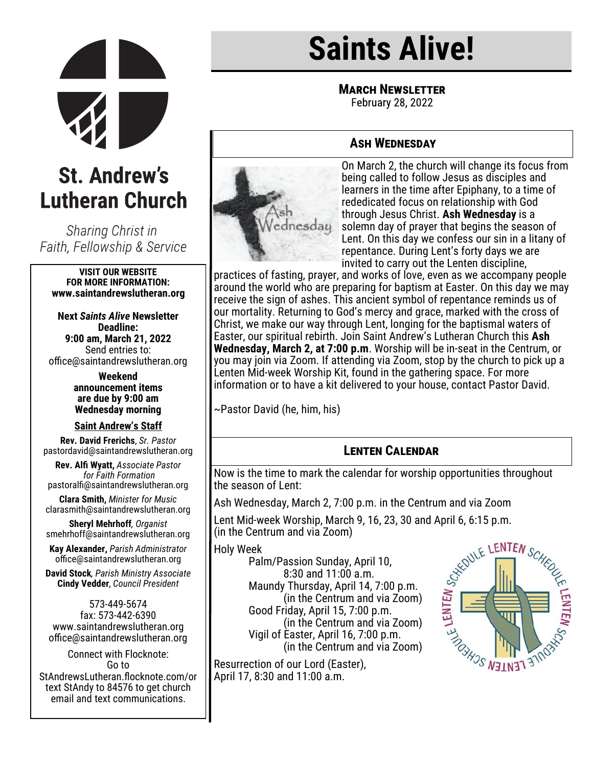# Saints Alive!

**March Newsletter**
February 28, 2022

## St. Andrew's Lutheran Church

*Sharing Christ in Faith, Fellowship & Service*

**VISIT OUR WEBSITE FOR MORE INFORMATION:**
**www.saintandrewslutheran.org**

**Next *Saints Alive* Newsletter Deadline:**
**9:00 am, March 21, 2022**
Send entries to:
office@saintandrewslutheran.org

**Weekend announcement items are due by 9:00 am Wednesday morning**

**Saint Andrew's Staff**

**Rev. David Frerichs**, *Sr. Pastor*
pastordavid@saintandrewslutheran.org

**Rev. Alfi Wyatt,** *Associate Pastor for Faith Formation*
pastoralfi@saintandrewslutheran.org

**Clara Smith,** *Minister for Music*
clarasmith@saintandrewslutheran.org

**Sheryl Mehrhoff***, Organist*
smehrhoff@saintandrewslutheran.org

**Kay Alexander,** *Parish Administrator*
office@saintandrewslutheran.org

**David Stock***, Parish Ministry Associate*
**Cindy Vedder**, *Council President*

573-449-5674
fax: 573-442-6390
www.saintandrewslutheran.org
office@saintandrewslutheran.org

Connect with Flocknote:
Go to
StAndrewsLutheran.flocknote.com/or text StAndy to 84576 to get church email and text communications.

## Ash Wednesday

On March 2, the church will change its focus from being called to follow Jesus as disciples and learners in the time after Epiphany, to a time of rededicated focus on relationship with God through Jesus Christ. **Ash Wednesday** is a solemn day of prayer that begins the season of Lent. On this day we confess our sin in a litany of repentance. During Lent's forty days we are invited to carry out the Lenten discipline, practices of fasting, prayer, and works of love, even as we accompany people around the world who are preparing for baptism at Easter. On this day we may receive the sign of ashes. This ancient symbol of repentance reminds us of our mortality. Returning to God's mercy and grace, marked with the cross of Christ, we make our way through Lent, longing for the baptismal waters of Easter, our spiritual rebirth. Join Saint Andrew's Lutheran Church this **Ash Wednesday, March 2, at 7:00 p.m**. Worship will be in-seat in the Centrum, or you may join via Zoom. If attending via Zoom, stop by the church to pick up a Lenten Mid-week Worship Kit, found in the gathering space. For more information or to have a kit delivered to your house, contact Pastor David.

~Pastor David (he, him, his)

## Lenten Calendar

Now is the time to mark the calendar for worship opportunities throughout the season of Lent:

Ash Wednesday, March 2, 7:00 p.m. in the Centrum and via Zoom

Lent Mid-week Worship, March 9, 16, 23, 30 and April 6, 6:15 p.m. (in the Centrum and via Zoom)

Holy Week

- Palm/Passion Sunday, April 10, 8:30 and 11:00 a.m.
- Maundy Thursday, April 14, 7:00 p.m. (in the Centrum and via Zoom)
- Good Friday, April 15, 7:00 p.m. (in the Centrum and via Zoom)
- Vigil of Easter, April 16, 7:00 p.m. (in the Centrum and via Zoom)

Resurrection of our Lord (Easter), April 17, 8:30 and 11:00 a.m.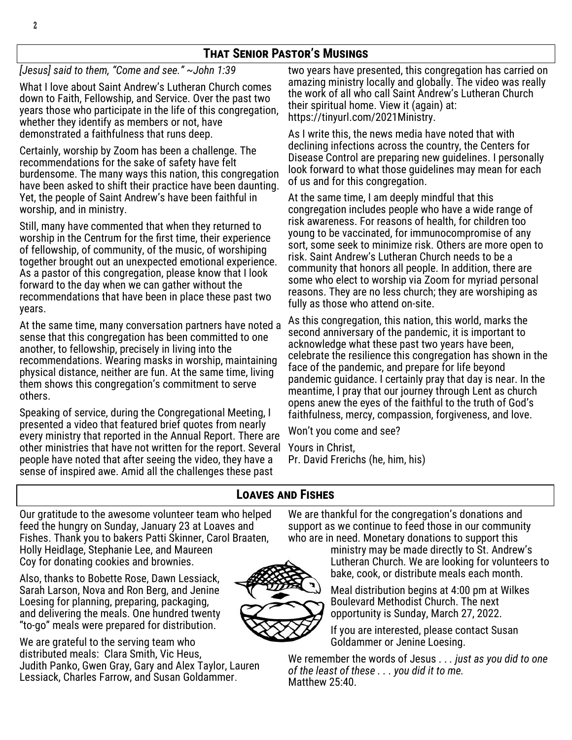## That Senior Pastor's Musings

*[Jesus] said to them, "Come and see." ~John 1:39*

What I love about Saint Andrew's Lutheran Church comes down to Faith, Fellowship, and Service. Over the past two years those who participate in the life of this congregation, whether they identify as members or not, have demonstrated a faithfulness that runs deep.

Certainly, worship by Zoom has been a challenge. The recommendations for the sake of safety have felt burdensome. The many ways this nation, this congregation have been asked to shift their practice have been daunting. Yet, the people of Saint Andrew's have been faithful in worship, and in ministry.

Still, many have commented that when they returned to worship in the Centrum for the first time, their experience of fellowship, of community, of the music, of worshiping together brought out an unexpected emotional experience. As a pastor of this congregation, please know that I look forward to the day when we can gather without the recommendations that have been in place these past two years.

At the same time, many conversation partners have noted a sense that this congregation has been committed to one another, to fellowship, precisely in living into the recommendations. Wearing masks in worship, maintaining physical distance, neither are fun. At the same time, living them shows this congregation's commitment to serve others.

Speaking of service, during the Congregational Meeting, I presented a video that featured brief quotes from nearly every ministry that reported in the Annual Report. There are other ministries that have not written for the report. Several people have noted that after seeing the video, they have a sense of inspired awe. Amid all the challenges these past two years have presented, this congregation has carried on amazing ministry locally and globally. The video was really the work of all who call Saint Andrew's Lutheran Church their spiritual home. View it (again) at: https://tinyurl.com/2021Ministry.

As I write this, the news media have noted that with declining infections across the country, the Centers for Disease Control are preparing new guidelines. I personally look forward to what those guidelines may mean for each of us and for this congregation.

At the same time, I am deeply mindful that this congregation includes people who have a wide range of risk awareness. For reasons of health, for children too young to be vaccinated, for immunocompromise of any sort, some seek to minimize risk. Others are more open to risk. Saint Andrew's Lutheran Church needs to be a community that honors all people. In addition, there are some who elect to worship via Zoom for myriad personal reasons. They are no less church; they are worshiping as fully as those who attend on-site.

As this congregation, this nation, this world, marks the second anniversary of the pandemic, it is important to acknowledge what these past two years have been, celebrate the resilience this congregation has shown in the face of the pandemic, and prepare for life beyond pandemic guidance. I certainly pray that day is near. In the meantime, I pray that our journey through Lent as church opens anew the eyes of the faithful to the truth of God's faithfulness, mercy, compassion, forgiveness, and love.

Won't you come and see?

Yours in Christ,
Pr. David Frerichs (he, him, his)

## Loaves and Fishes

Our gratitude to the awesome volunteer team who helped feed the hungry on Sunday, January 23 at Loaves and Fishes. Thank you to bakers Patti Skinner, Carol Braaten, Holly Heidlage, Stephanie Lee, and Maureen Coy for donating cookies and brownies.

Also, thanks to Bobette Rose, Dawn Lessiack, Sarah Larson, Nova and Ron Berg, and Jenine Loesing for planning, preparing, packaging, and delivering the meals. One hundred twenty "to-go" meals were prepared for distribution.

We are grateful to the serving team who distributed meals: Clara Smith, Vic Heus, Judith Panko, Gwen Gray, Gary and Alex Taylor, Lauren Lessiack, Charles Farrow, and Susan Goldammer.

We are thankful for the congregation's donations and support as we continue to feed those in our community who are in need. Monetary donations to support this ministry may be made directly to St. Andrew's Lutheran Church. We are looking for volunteers to bake, cook, or distribute meals each month.

Meal distribution begins at 4:00 pm at Wilkes Boulevard Methodist Church. The next opportunity is Sunday, March 27, 2022.

If you are interested, please contact Susan Goldammer or Jenine Loesing.

We remember the words of Jesus . . . *just as you did to one of the least of these . . . you did it to me.* Matthew 25:40.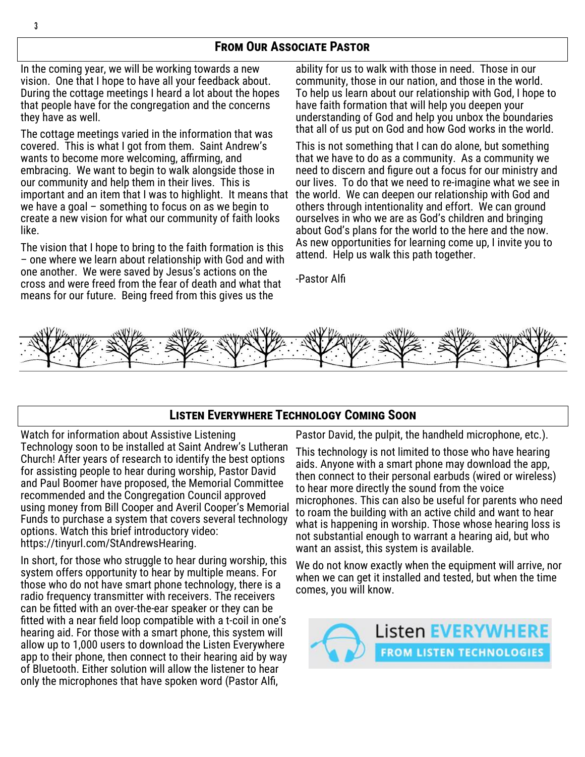## From Our Associate Pastor

In the coming year, we will be working towards a new vision. One that I hope to have all your feedback about. During the cottage meetings I heard a lot about the hopes that people have for the congregation and the concerns they have as well.

The cottage meetings varied in the information that was covered. This is what I got from them. Saint Andrew's wants to become more welcoming, affirming, and embracing. We want to begin to walk alongside those in our community and help them in their lives. This is important and an item that I was to highlight. It means that we have a goal – something to focus on as we begin to create a new vision for what our community of faith looks like.

The vision that I hope to bring to the faith formation is this – one where we learn about relationship with God and with one another. We were saved by Jesus's actions on the cross and were freed from the fear of death and what that means for our future. Being freed from this gives us the ability for us to walk with those in need. Those in our community, those in our nation, and those in the world. To help us learn about our relationship with God, I hope to have faith formation that will help you deepen your understanding of God and help you unbox the boundaries that all of us put on God and how God works in the world.

This is not something that I can do alone, but something that we have to do as a community. As a community we need to discern and figure out a focus for our ministry and our lives. To do that we need to re-imagine what we see in the world. We can deepen our relationship with God and others through intentionality and effort. We can ground ourselves in who we are as God's children and bringing about God's plans for the world to the here and the now. As new opportunities for learning come up, I invite you to attend. Help us walk this path together.

-Pastor Alfi

## Listen Everywhere Technology Coming Soon

Watch for information about Assistive Listening Technology soon to be installed at Saint Andrew's Lutheran Church! After years of research to identify the best options for assisting people to hear during worship, Pastor David and Paul Boomer have proposed, the Memorial Committee recommended and the Congregation Council approved using money from Bill Cooper and Averil Cooper's Memorial Funds to purchase a system that covers several technology options. Watch this brief introductory video: https://tinyurl.com/StAndrewsHearing.

In short, for those who struggle to hear during worship, this system offers opportunity to hear by multiple means. For those who do not have smart phone technology, there is a radio frequency transmitter with receivers. The receivers can be fitted with an over-the-ear speaker or they can be fitted with a near field loop compatible with a t-coil in one's hearing aid. For those with a smart phone, this system will allow up to 1,000 users to download the Listen Everywhere app to their phone, then connect to their hearing aid by way of Bluetooth. Either solution will allow the listener to hear only the microphones that have spoken word (Pastor Alfi, Pastor David, the pulpit, the handheld microphone, etc.).

This technology is not limited to those who have hearing aids. Anyone with a smart phone may download the app, then connect to their personal earbuds (wired or wireless) to hear more directly the sound from the voice microphones. This can also be useful for parents who need to roam the building with an active child and want to hear what is happening in worship. Those whose hearing loss is not substantial enough to warrant a hearing aid, but who want an assist, this system is available.

We do not know exactly when the equipment will arrive, nor when we can get it installed and tested, but when the time comes, you will know.

Listen EVERYWHERE FROM LISTEN TECHNOLOGIES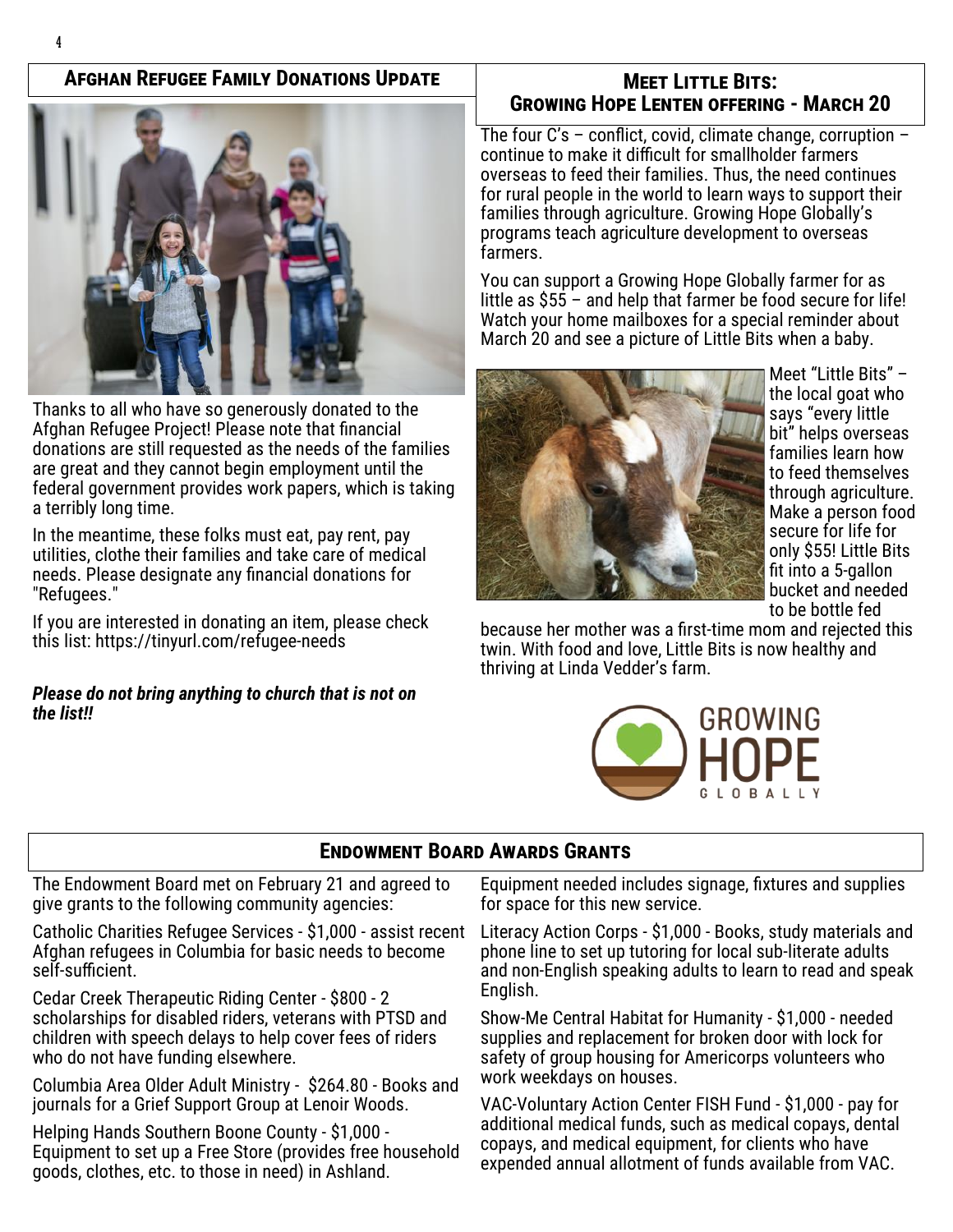## Afghan Refugee Family Donations Update

Thanks to all who have so generously donated to the Afghan Refugee Project! Please note that financial donations are still requested as the needs of the families are great and they cannot begin employment until the federal government provides work papers, which is taking a terribly long time.

In the meantime, these folks must eat, pay rent, pay utilities, clothe their families and take care of medical needs. Please designate any financial donations for "Refugees."

If you are interested in donating an item, please check this list: https://tinyurl.com/refugee-needs

***Please do not bring anything to church that is not on the list!!***

## Meet Little Bits: Growing Hope Lenten offering - March 20

The four C's – conflict, covid, climate change, corruption – continue to make it difficult for smallholder farmers overseas to feed their families. Thus, the need continues for rural people in the world to learn ways to support their families through agriculture. Growing Hope Globally's programs teach agriculture development to overseas farmers.

You can support a Growing Hope Globally farmer for as little as $55 – and help that farmer be food secure for life! Watch your home mailboxes for a special reminder about March 20 and see a picture of Little Bits when a baby.

Meet "Little Bits" – the local goat who says "every little bit" helps overseas families learn how to feed themselves through agriculture. Make a person food secure for life for only $55! Little Bits fit into a 5-gallon bucket and needed to be bottle fed because her mother was a first-time mom and rejected this twin. With food and love, Little Bits is now healthy and thriving at Linda Vedder's farm.

GROWING HOPE GLOBALLY

## Endowment Board Awards Grants

The Endowment Board met on February 21 and agreed to give grants to the following community agencies:

Catholic Charities Refugee Services - $1,000 - assist recent Afghan refugees in Columbia for basic needs to become self-sufficient.

Cedar Creek Therapeutic Riding Center - $800 - 2 scholarships for disabled riders, veterans with PTSD and children with speech delays to help cover fees of riders who do not have funding elsewhere.

Columbia Area Older Adult Ministry - $264.80 - Books and journals for a Grief Support Group at Lenoir Woods.

Helping Hands Southern Boone County - $1,000 - Equipment to set up a Free Store (provides free household goods, clothes, etc. to those in need) in Ashland. Equipment needed includes signage, fixtures and supplies for space for this new service.

Literacy Action Corps - $1,000 - Books, study materials and phone line to set up tutoring for local sub-literate adults and non-English speaking adults to learn to read and speak English.

Show-Me Central Habitat for Humanity - $1,000 - needed supplies and replacement for broken door with lock for safety of group housing for Americorps volunteers who work weekdays on houses.

VAC-Voluntary Action Center FISH Fund - $1,000 - pay for additional medical funds, such as medical copays, dental copays, and medical equipment, for clients who have expended annual allotment of funds available from VAC.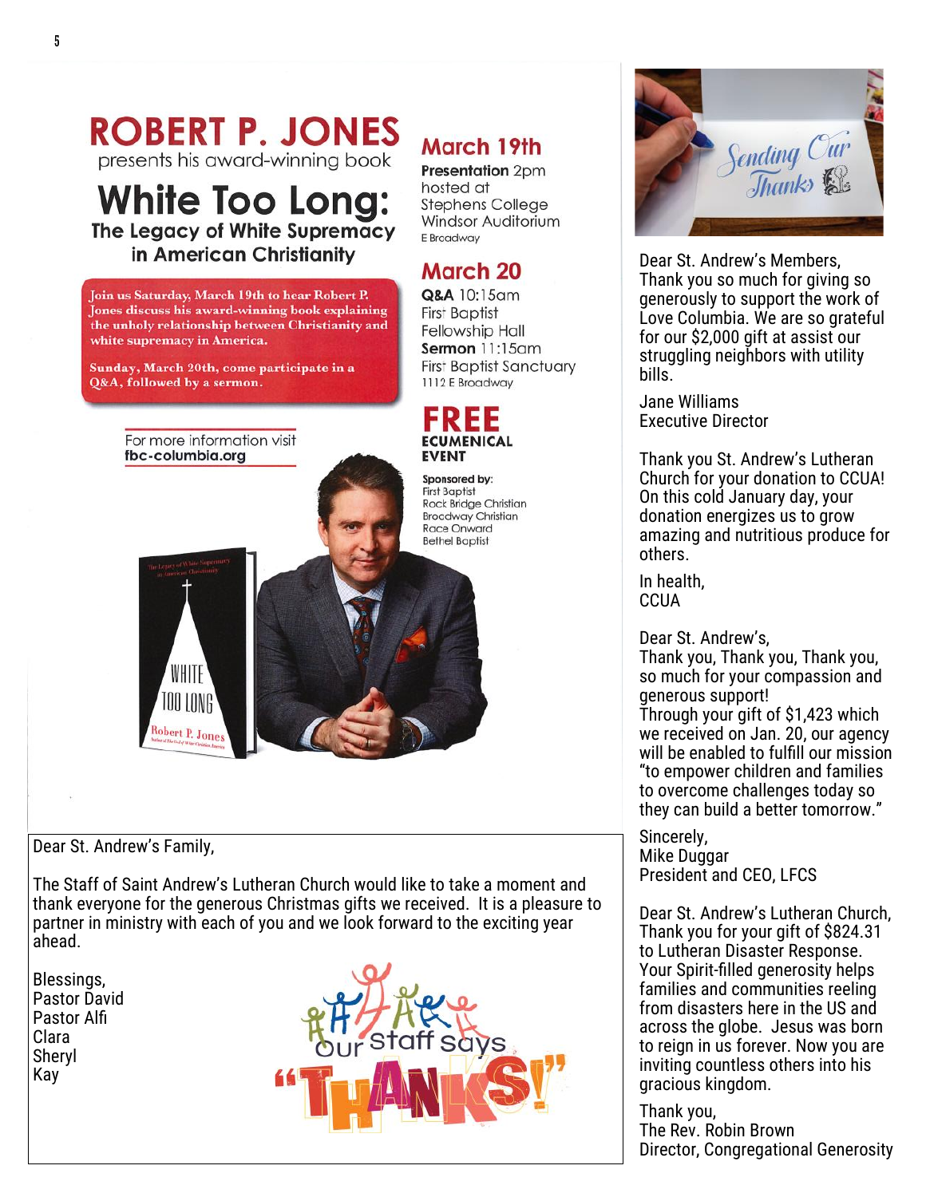# ROBERT P. JONES

presents his award-winning book

## White Too Long:

### The Legacy of White Supremacy in American Christianity

**Join us Saturday, March 19th to hear Robert P. Jones discuss his award-winning book explaining the unholy relationship between Christianity and white supremacy in America.**

**Sunday, March 20th, come participate in a Q&A, followed by a sermon.**

For more information visit
**fbc-columbia.org**

## March 19th

**Presentation** 2pm
hosted at
Stephens College
Windsor Auditorium
E Broadway

## March 20

**Q&A** 10:15am
First Baptist
Fellowship Hall
**Sermon** 11:15am
First Baptist Sanctuary
1112 E Broadway

## FREE
**ECUMENICAL EVENT**

**Sponsored by:**
First Baptist
Rock Bridge Christian
Broadway Christian
Race Onward
Bethel Baptist

Dear St. Andrew's Family,

The Staff of Saint Andrew's Lutheran Church would like to take a moment and thank everyone for the generous Christmas gifts we received. It is a pleasure to partner in ministry with each of you and we look forward to the exciting year ahead.

Blessings,
Pastor David
Pastor Alfi
Clara
Sheryl
Kay

Our staff says "THANKS!"

Sending Our Thanks

Dear St. Andrew's Members,
Thank you so much for giving so generously to support the work of Love Columbia. We are so grateful for our $2,000 gift at assist our struggling neighbors with utility bills.

Jane Williams
Executive Director

Thank you St. Andrew's Lutheran Church for your donation to CCUA! On this cold January day, your donation energizes us to grow amazing and nutritious produce for others.

In health,
CCUA

Dear St. Andrew's,
Thank you, Thank you, Thank you, so much for your compassion and generous support!
Through your gift of $1,423 which we received on Jan. 20, our agency will be enabled to fulfill our mission "to empower children and families to overcome challenges today so they can build a better tomorrow."

Sincerely,
Mike Duggar
President and CEO, LFCS

Dear St. Andrew's Lutheran Church,
Thank you for your gift of $824.31 to Lutheran Disaster Response. Your Spirit-filled generosity helps families and communities reeling from disasters here in the US and across the globe. Jesus was born to reign in us forever. Now you are inviting countless others into his gracious kingdom.

Thank you,
The Rev. Robin Brown
Director, Congregational Generosity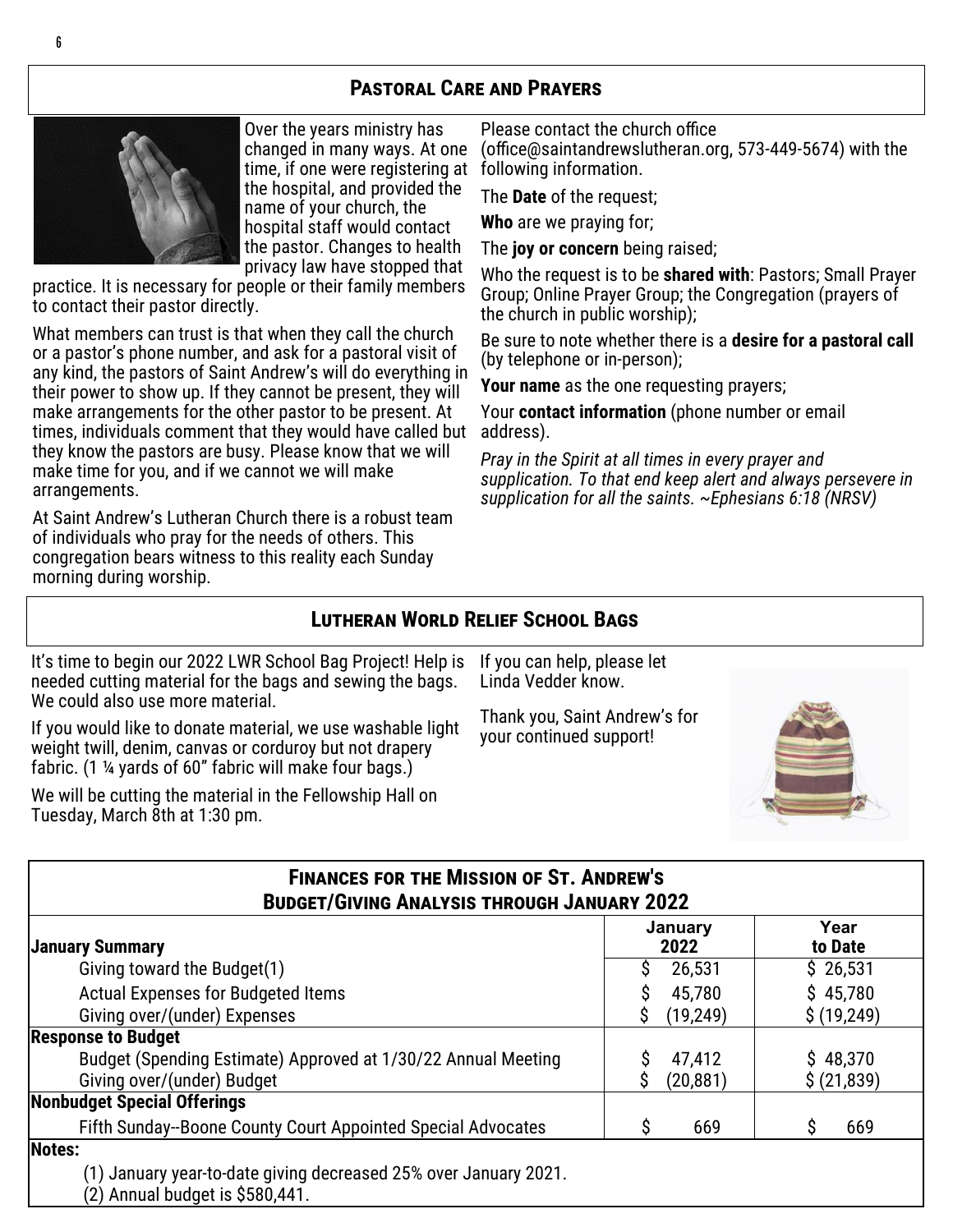## Pastoral Care and Prayers

Over the years ministry has changed in many ways. At one time, if one were registering at the hospital, and provided the name of your church, the hospital staff would contact the pastor. Changes to health privacy law have stopped that practice. It is necessary for people or their family members to contact their pastor directly.

What members can trust is that when they call the church or a pastor's phone number, and ask for a pastoral visit of any kind, the pastors of Saint Andrew's will do everything in their power to show up. If they cannot be present, they will make arrangements for the other pastor to be present. At times, individuals comment that they would have called but they know the pastors are busy. Please know that we will make time for you, and if we cannot we will make arrangements.

At Saint Andrew's Lutheran Church there is a robust team of individuals who pray for the needs of others. This congregation bears witness to this reality each Sunday morning during worship.

Please contact the church office (office@saintandrewslutheran.org, 573-449-5674) with the following information.

The **Date** of the request;

**Who** are we praying for;

The **joy or concern** being raised;

Who the request is to be **shared with**: Pastors; Small Prayer Group; Online Prayer Group; the Congregation (prayers of the church in public worship);

Be sure to note whether there is a **desire for a pastoral call** (by telephone or in-person);

**Your name** as the one requesting prayers;

Your **contact information** (phone number or email address).

*Pray in the Spirit at all times in every prayer and supplication. To that end keep alert and always persevere in supplication for all the saints. ~Ephesians 6:18 (NRSV)*

## Lutheran World Relief School Bags

It's time to begin our 2022 LWR School Bag Project! Help is needed cutting material for the bags and sewing the bags. We could also use more material.

If you would like to donate material, we use washable light weight twill, denim, canvas or corduroy but not drapery fabric. (1 ¼ yards of 60" fabric will make four bags.)

We will be cutting the material in the Fellowship Hall on Tuesday, March 8th at 1:30 pm.

If you can help, please let Linda Vedder know.

Thank you, Saint Andrew's for your continued support!

## Finances for the Mission of St. Andrew's
### Budget/Giving Analysis through January 2022

| January Summary | January 2022 | Year to Date |
|---|---|---|
| Giving toward the Budget(1) | $ 26,531 | $ 26,531 |
| Actual Expenses for Budgeted Items | $ 45,780 | $ 45,780 |
| Giving over/(under) Expenses | $ (19,249) | $ (19,249) |
| **Response to Budget** | | |
| Budget (Spending Estimate) Approved at 1/30/22 Annual Meeting | $ 47,412 | $ 48,370 |
| Giving over/(under) Budget | $ (20,881) | $ (21,839) |
| **Nonbudget Special Offerings** | | |
| Fifth Sunday--Boone County Court Appointed Special Advocates | $ 669 | $ 669 |

**Notes:**

(1) January year-to-date giving decreased 25% over January 2021.

(2) Annual budget is $580,441.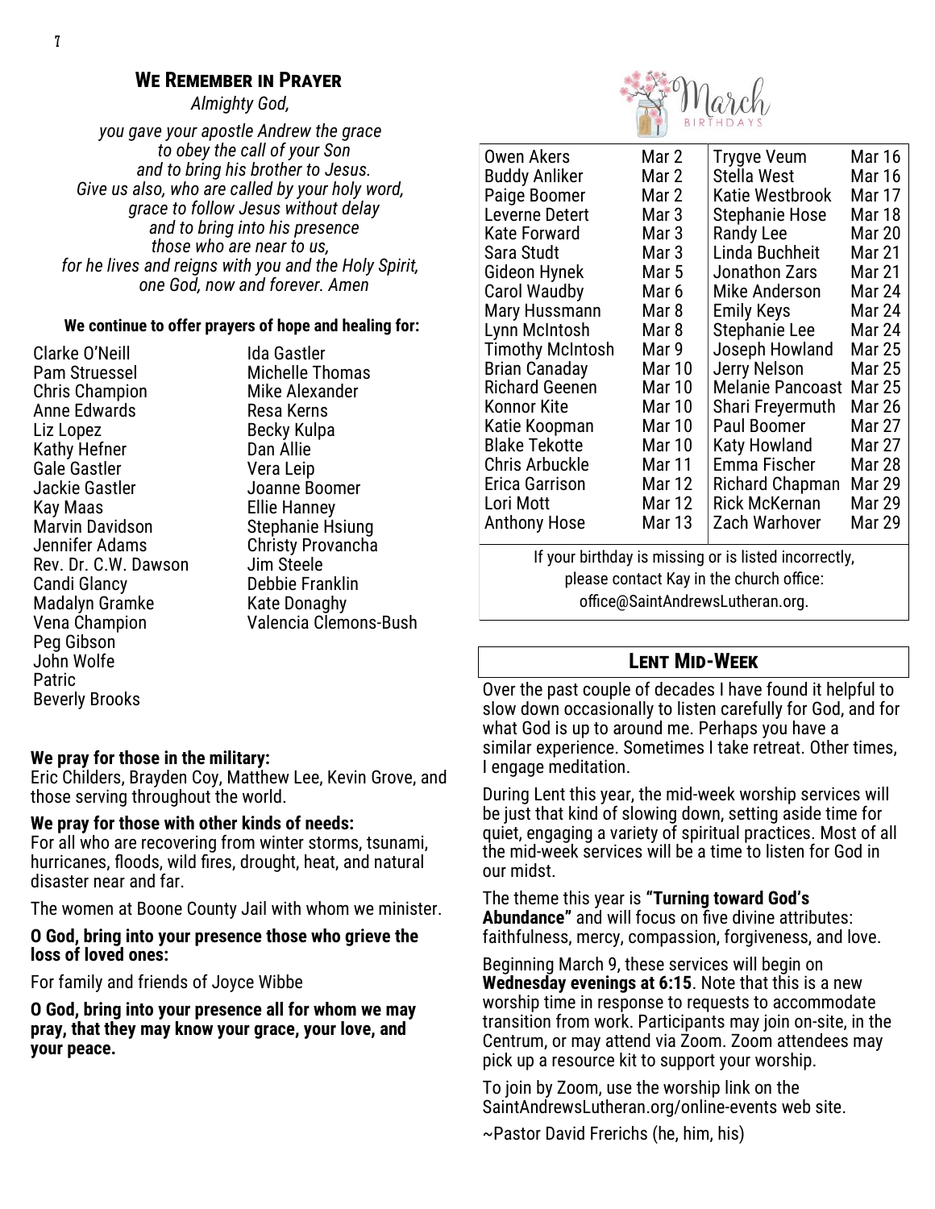## We Remember in Prayer

*Almighty God,*

*you gave your apostle Andrew the grace to obey the call of your Son and to bring his brother to Jesus. Give us also, who are called by your holy word, grace to follow Jesus without delay and to bring into his presence those who are near to us, for he lives and reigns with you and the Holy Spirit, one God, now and forever. Amen*

**We continue to offer prayers of hope and healing for:**

Clarke O'Neill
Pam Struessel
Chris Champion
Anne Edwards
Liz Lopez
Kathy Hefner
Gale Gastler
Jackie Gastler
Kay Maas
Marvin Davidson
Jennifer Adams
Rev. Dr. C.W. Dawson
Candi Glancy
Madalyn Gramke
Vena Champion
Peg Gibson
John Wolfe
Patric
Beverly Brooks
Ida Gastler
Michelle Thomas
Mike Alexander
Resa Kerns
Becky Kulpa
Dan Allie
Vera Leip
Joanne Boomer
Ellie Hanney
Stephanie Hsiung
Christy Provancha
Jim Steele
Debbie Franklin
Kate Donaghy
Valencia Clemons-Bush

**We pray for those in the military:**
Eric Childers, Brayden Coy, Matthew Lee, Kevin Grove, and those serving throughout the world.

**We pray for those with other kinds of needs:**
For all who are recovering from winter storms, tsunami, hurricanes, floods, wild fires, drought, heat, and natural disaster near and far.

The women at Boone County Jail with whom we minister.

**O God, bring into your presence those who grieve the loss of loved ones:**

For family and friends of Joyce Wibbe

**O God, bring into your presence all for whom we may pray, that they may know your grace, your love, and your peace.**

## March Birthdays

| | | | |
|---|---|---|---|
| Owen Akers | Mar 2 | Trygve Veum | Mar 16 |
| Buddy Anliker | Mar 2 | Stella West | Mar 16 |
| Paige Boomer | Mar 2 | Katie Westbrook | Mar 17 |
| Leverne Detert | Mar 3 | Stephanie Hose | Mar 18 |
| Kate Forward | Mar 3 | Randy Lee | Mar 20 |
| Sara Studt | Mar 3 | Linda Buchheit | Mar 21 |
| Gideon Hynek | Mar 5 | Jonathon Zars | Mar 21 |
| Carol Waudby | Mar 6 | Mike Anderson | Mar 24 |
| Mary Hussmann | Mar 8 | Emily Keys | Mar 24 |
| Lynn McIntosh | Mar 8 | Stephanie Lee | Mar 24 |
| Timothy McIntosh | Mar 9 | Joseph Howland | Mar 25 |
| Brian Canaday | Mar 10 | Jerry Nelson | Mar 25 |
| Richard Geenen | Mar 10 | Melanie Pancoast | Mar 25 |
| Konnor Kite | Mar 10 | Shari Freyermuth | Mar 26 |
| Katie Koopman | Mar 10 | Paul Boomer | Mar 27 |
| Blake Tekotte | Mar 10 | Katy Howland | Mar 27 |
| Chris Arbuckle | Mar 11 | Emma Fischer | Mar 28 |
| Erica Garrison | Mar 12 | Richard Chapman | Mar 29 |
| Lori Mott | Mar 12 | Rick McKernan | Mar 29 |
| Anthony Hose | Mar 13 | Zach Warhover | Mar 29 |

If your birthday is missing or is listed incorrectly, please contact Kay in the church office: office@SaintAndrewsLutheran.org.

## Lent Mid-Week

Over the past couple of decades I have found it helpful to slow down occasionally to listen carefully for God, and for what God is up to around me. Perhaps you have a similar experience. Sometimes I take retreat. Other times, I engage meditation.

During Lent this year, the mid-week worship services will be just that kind of slowing down, setting aside time for quiet, engaging a variety of spiritual practices. Most of all the mid-week services will be a time to listen for God in our midst.

The theme this year is **"Turning toward God's Abundance"** and will focus on five divine attributes: faithfulness, mercy, compassion, forgiveness, and love.

Beginning March 9, these services will begin on **Wednesday evenings at 6:15**. Note that this is a new worship time in response to requests to accommodate transition from work. Participants may join on-site, in the Centrum, or may attend via Zoom. Zoom attendees may pick up a resource kit to support your worship.

To join by Zoom, use the worship link on the SaintAndrewsLutheran.org/online-events web site.

~Pastor David Frerichs (he, him, his)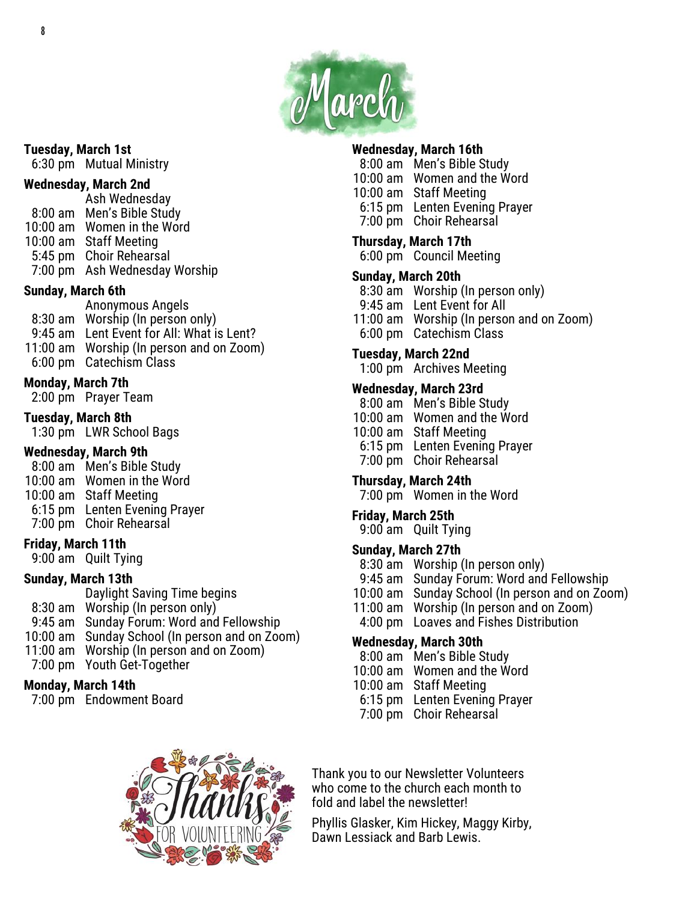# March

**Tuesday, March 1st**
6:30 pm Mutual Ministry

**Wednesday, March 2nd**
Ash Wednesday
8:00 am Men's Bible Study
10:00 am Women in the Word
10:00 am Staff Meeting
5:45 pm Choir Rehearsal
7:00 pm Ash Wednesday Worship

**Sunday, March 6th**
Anonymous Angels
8:30 am Worship (In person only)
9:45 am Lent Event for All: What is Lent?
11:00 am Worship (In person and on Zoom)
6:00 pm Catechism Class

**Monday, March 7th**
2:00 pm Prayer Team

**Tuesday, March 8th**
1:30 pm LWR School Bags

**Wednesday, March 9th**
8:00 am Men's Bible Study
10:00 am Women in the Word
10:00 am Staff Meeting
6:15 pm Lenten Evening Prayer
7:00 pm Choir Rehearsal

**Friday, March 11th**
9:00 am Quilt Tying

**Sunday, March 13th**
Daylight Saving Time begins
8:30 am Worship (In person only)
9:45 am Sunday Forum: Word and Fellowship
10:00 am Sunday School (In person and on Zoom)
11:00 am Worship (In person and on Zoom)
7:00 pm Youth Get-Together

**Monday, March 14th**
7:00 pm Endowment Board

**Wednesday, March 16th**
8:00 am Men's Bible Study
10:00 am Women and the Word
10:00 am Staff Meeting
6:15 pm Lenten Evening Prayer
7:00 pm Choir Rehearsal

**Thursday, March 17th**
6:00 pm Council Meeting

**Sunday, March 20th**
8:30 am Worship (In person only)
9:45 am Lent Event for All
11:00 am Worship (In person and on Zoom)
6:00 pm Catechism Class

**Tuesday, March 22nd**
1:00 pm Archives Meeting

**Wednesday, March 23rd**
8:00 am Men's Bible Study
10:00 am Women and the Word
10:00 am Staff Meeting
6:15 pm Lenten Evening Prayer
7:00 pm Choir Rehearsal

**Thursday, March 24th**
7:00 pm Women in the Word

**Friday, March 25th**
9:00 am Quilt Tying

**Sunday, March 27th**
8:30 am Worship (In person only)
9:45 am Sunday Forum: Word and Fellowship
10:00 am Sunday School (In person and on Zoom)
11:00 am Worship (In person and on Zoom)
4:00 pm Loaves and Fishes Distribution

**Wednesday, March 30th**
8:00 am Men's Bible Study
10:00 am Women and the Word
10:00 am Staff Meeting
6:15 pm Lenten Evening Prayer
7:00 pm Choir Rehearsal

Thanks FOR VOLUNTEERING

Thank you to our Newsletter Volunteers who come to the church each month to fold and label the newsletter!

Phyllis Glasker, Kim Hickey, Maggy Kirby, Dawn Lessiack and Barb Lewis.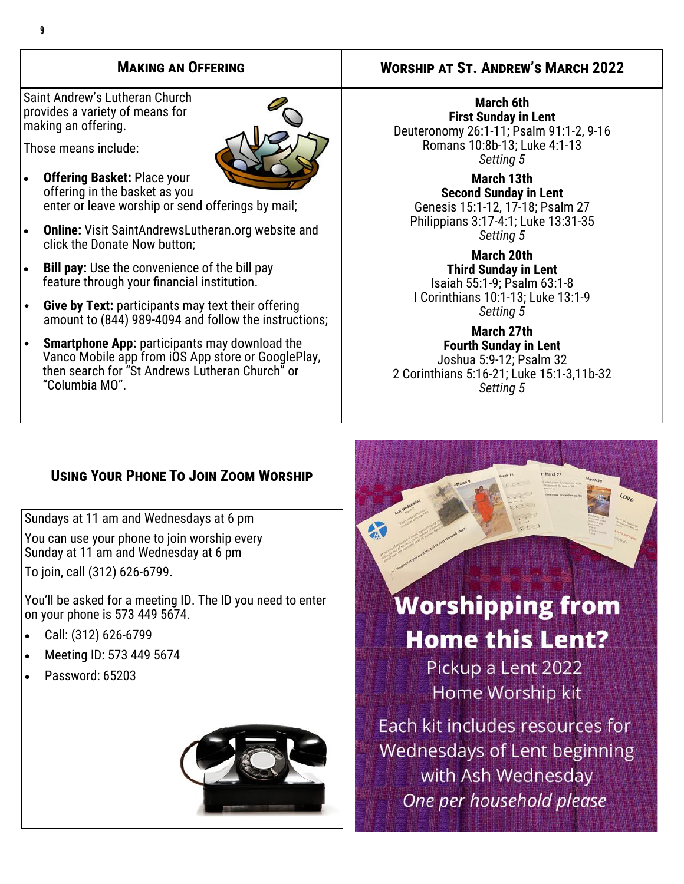## Making an Offering

Saint Andrew's Lutheran Church provides a variety of means for making an offering.

Those means include:

- **Offering Basket:** Place your offering in the basket as you enter or leave worship or send offerings by mail;
- **Online:** Visit SaintAndrewsLutheran.org website and click the Donate Now button;
- **Bill pay:** Use the convenience of the bill pay feature through your financial institution.
- **Give by Text:** participants may text their offering amount to (844) 989-4094 and follow the instructions;
- **Smartphone App:** participants may download the Vanco Mobile app from iOS App store or GooglePlay, then search for "St Andrews Lutheran Church" or "Columbia MO".

## Worship at St. Andrew's March 2022

**March 6th**
**First Sunday in Lent**
Deuteronomy 26:1-11; Psalm 91:1-2, 9-16
Romans 10:8b-13; Luke 4:1-13
*Setting 5*

**March 13th**
**Second Sunday in Lent**
Genesis 15:1-12, 17-18; Psalm 27
Philippians 3:17-4:1; Luke 13:31-35
*Setting 5*

**March 20th**
**Third Sunday in Lent**
Isaiah 55:1-9; Psalm 63:1-8
I Corinthians 10:1-13; Luke 13:1-9
*Setting 5*

**March 27th**
**Fourth Sunday in Lent**
Joshua 5:9-12; Psalm 32
2 Corinthians 5:16-21; Luke 15:1-3,11b-32
*Setting 5*

## Using Your Phone To Join Zoom Worship

Sundays at 11 am and Wednesdays at 6 pm

You can use your phone to join worship every Sunday at 11 am and Wednesday at 6 pm

To join, call (312) 626-6799.

You'll be asked for a meeting ID. The ID you need to enter on your phone is 573 449 5674.

- Call: (312) 626-6799
- Meeting ID: 573 449 5674
- Password: 65203

## Worshipping from Home this Lent?

Pickup a Lent 2022 Home Worship kit

Each kit includes resources for Wednesdays of Lent beginning with Ash Wednesday

*One per household please*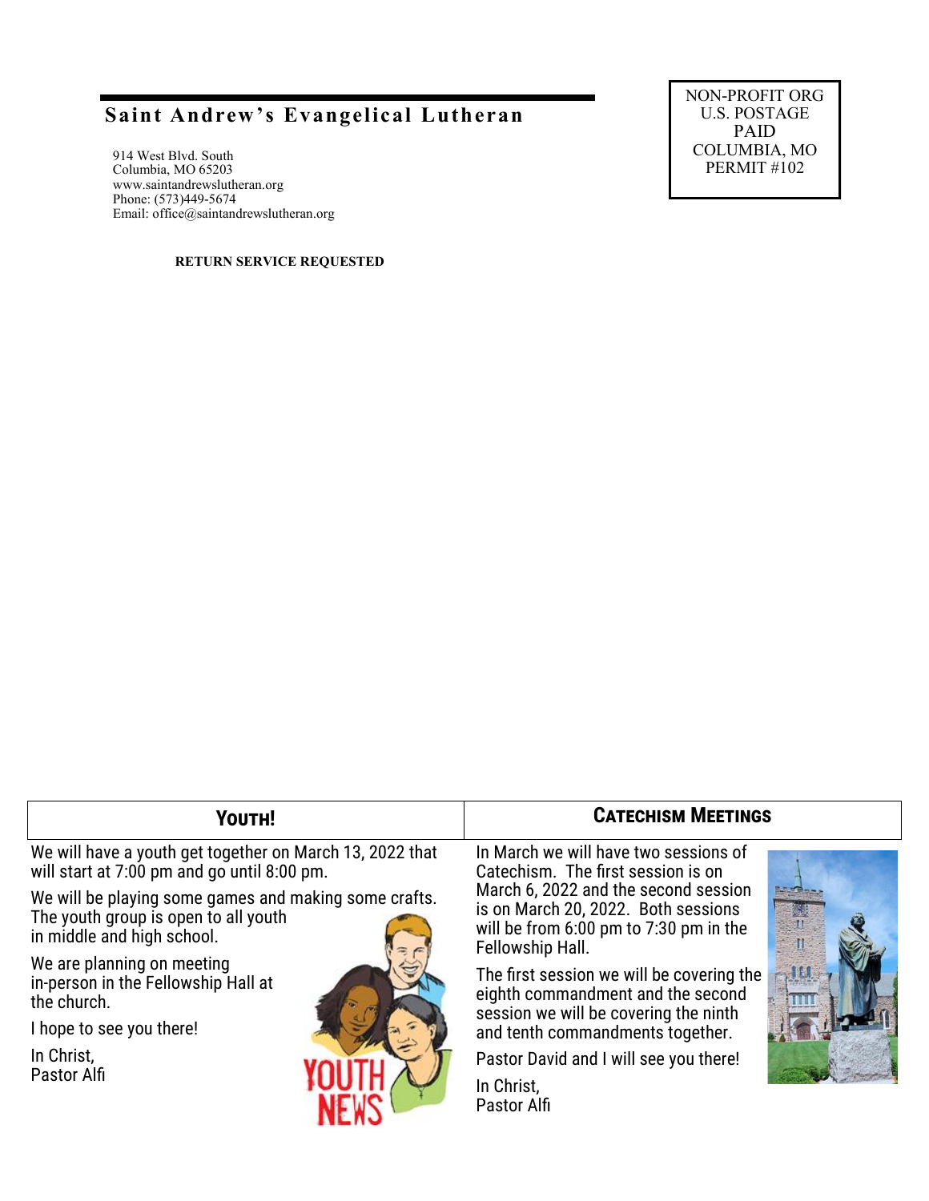# Saint Andrew's Evangelical Lutheran

914 West Blvd. South
Columbia, MO 65203
www.saintandrewslutheran.org
Phone: (573)449-5674
Email: office@saintandrewslutheran.org

NON-PROFIT ORG
U.S. POSTAGE
PAID
COLUMBIA, MO
PERMIT #102

**RETURN SERVICE REQUESTED**

## YOUTH!

We will have a youth get together on March 13, 2022 that will start at 7:00 pm and go until 8:00 pm.

We will be playing some games and making some crafts. The youth group is open to all youth in middle and high school.

We are planning on meeting in-person in the Fellowship Hall at the church.

I hope to see you there!

In Christ,
Pastor Alfi

## CATECHISM MEETINGS

In March we will have two sessions of Catechism. The first session is on March 6, 2022 and the second session is on March 20, 2022. Both sessions will be from 6:00 pm to 7:30 pm in the Fellowship Hall.

The first session we will be covering the eighth commandment and the second session we will be covering the ninth and tenth commandments together.

Pastor David and I will see you there!

In Christ,
Pastor Alfi